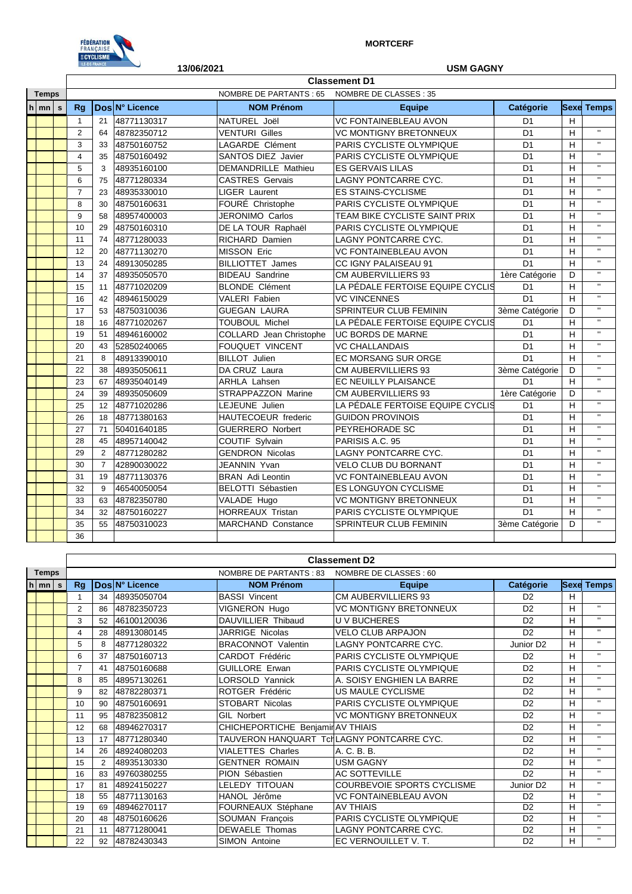**MORTCERF**

**13/06/2021** **USM GAGNY**

## Classement D1

NOMBRE DE PARTANTS : 65 NOMBRE DE CLASSES : 35

| Temps h | mn | s | Rg | Dos | N° Licence | NOM Prénom | Equipe | Catégorie | Sexe | Temps |
|---|---|---|---|---|---|---|---|---|---|---|
| | | | 1 | 21 | 48771130317 | NATUREL Joël | VC FONTAINEBLEAU AVON | D1 | H | |
| | | | 2 | 64 | 48782350712 | VENTURI Gilles | VC MONTIGNY BRETONNEUX | D1 | H | " |
| | | | 3 | 33 | 48750160752 | LAGARDE Clément | PARIS CYCLISTE OLYMPIQUE | D1 | H | " |
| | | | 4 | 35 | 48750160492 | SANTOS DIEZ Javier | PARIS CYCLISTE OLYMPIQUE | D1 | H | " |
| | | | 5 | 3 | 48935160100 | DEMANDRILLE Mathieu | ES GERVAIS LILAS | D1 | H | " |
| | | | 6 | 75 | 48771280334 | CASTRES Gervais | LAGNY PONTCARRE CYC. | D1 | H | " |
| | | | 7 | 23 | 48935330010 | LIGER Laurent | ES STAINS-CYCLISME | D1 | H | " |
| | | | 8 | 30 | 48750160631 | FOURÉ Christophe | PARIS CYCLISTE OLYMPIQUE | D1 | H | " |
| | | | 9 | 58 | 48957400003 | JERONIMO Carlos | TEAM BIKE CYCLISTE SAINT PRIX | D1 | H | " |
| | | | 10 | 29 | 48750160310 | DE LA TOUR Raphaël | PARIS CYCLISTE OLYMPIQUE | D1 | H | " |
| | | | 11 | 74 | 48771280033 | RICHARD Damien | LAGNY PONTCARRE CYC. | D1 | H | " |
| | | | 12 | 20 | 48771130270 | MISSON Eric | VC FONTAINEBLEAU AVON | D1 | H | " |
| | | | 13 | 24 | 48913050285 | BILLIOTTET James | CC IGNY PALAISEAU 91 | D1 | H | " |
| | | | 14 | 37 | 48935050570 | BIDEAU Sandrine | CM AUBERVILLIERS 93 | 1ère Catégorie | D | " |
| | | | 15 | 11 | 48771020209 | BLONDE Clément | LA PÉDALE FERTOISE EQUIPE CYCLIS | D1 | H | " |
| | | | 16 | 42 | 48946150029 | VALERI Fabien | VC VINCENNES | D1 | H | " |
| | | | 17 | 53 | 48750310036 | GUEGAN LAURA | SPRINTEUR CLUB FEMININ | 3ème Catégorie | D | " |
| | | | 18 | 16 | 48771020267 | TOUBOUL Michel | LA PÉDALE FERTOISE EQUIPE CYCLIS | D1 | H | " |
| | | | 19 | 51 | 48946160002 | COLLARD Jean Christophe | UC BORDS DE MARNE | D1 | H | " |
| | | | 20 | 43 | 52850240065 | FOUQUET VINCENT | VC CHALLANDAIS | D1 | H | " |
| | | | 21 | 8 | 48913390010 | BILLOT Julien | EC MORSANG SUR ORGE | D1 | H | " |
| | | | 22 | 38 | 48935050611 | DA CRUZ Laura | CM AUBERVILLIERS 93 | 3ème Catégorie | D | " |
| | | | 23 | 67 | 48935040149 | ARHLA Lahsen | EC NEUILLY PLAISANCE | D1 | H | " |
| | | | 24 | 39 | 48935050609 | STRAPPAZZON Marine | CM AUBERVILLIERS 93 | 1ère Catégorie | D | " |
| | | | 25 | 12 | 48771020286 | LEJEUNE Julien | LA PÉDALE FERTOISE EQUIPE CYCLIS | D1 | H | " |
| | | | 26 | 18 | 48771380163 | HAUTECOEUR frederic | GUIDON PROVINOIS | D1 | H | " |
| | | | 27 | 71 | 50401640185 | GUERRERO Norbert | PEYREHORADE SC | D1 | H | " |
| | | | 28 | 45 | 48957140042 | COUTIF Sylvain | PARISIS A.C. 95 | D1 | H | " |
| | | | 29 | 2 | 48771280282 | GENDRON Nicolas | LAGNY PONTCARRE CYC. | D1 | H | " |
| | | | 30 | 7 | 42890030022 | JEANNIN Yvan | VELO CLUB DU BORNANT | D1 | H | " |
| | | | 31 | 19 | 48771130376 | BRAN Adi Leontin | VC FONTAINEBLEAU AVON | D1 | H | " |
| | | | 32 | 9 | 46540050054 | BELOTTI Sébastien | ES LONGUYON CYCLISME | D1 | H | " |
| | | | 33 | 63 | 48782350780 | VALADE Hugo | VC MONTIGNY BRETONNEUX | D1 | H | " |
| | | | 34 | 32 | 48750160227 | HORREAUX Tristan | PARIS CYCLISTE OLYMPIQUE | D1 | H | " |
| | | | 35 | 55 | 48750310023 | MARCHAND Constance | SPRINTEUR CLUB FEMININ | 3ème Catégorie | D | " |
| | | | 36 | | | | | | | |

## Classement D2

NOMBRE DE PARTANTS : 83 NOMBRE DE CLASSES : 60

| Temps h | mn | s | Rg | Dos | N° Licence | NOM Prénom | Equipe | Catégorie | Sexe | Temps |
|---|---|---|---|---|---|---|---|---|---|---|
| | | | 1 | 34 | 48935050704 | BASSI Vincent | CM AUBERVILLIERS 93 | D2 | H | |
| | | | 2 | 86 | 48782350723 | VIGNERON Hugo | VC MONTIGNY BRETONNEUX | D2 | H | " |
| | | | 3 | 52 | 46100120036 | DAUVILLIER Thibaud | U V BUCHERES | D2 | H | " |
| | | | 4 | 28 | 48913080145 | JARRIGE Nicolas | VELO CLUB ARPAJON | D2 | H | " |
| | | | 5 | 8 | 48771280322 | BRACONNOT Valentin | LAGNY PONTCARRE CYC. | Junior D2 | H | " |
| | | | 6 | 37 | 48750160713 | CARDOT Frédéric | PARIS CYCLISTE OLYMPIQUE | D2 | H | " |
| | | | 7 | 41 | 48750160688 | GUILLORE Erwan | PARIS CYCLISTE OLYMPIQUE | D2 | H | " |
| | | | 8 | 85 | 48957130261 | LORSOLD Yannick | A. SOISY ENGHIEN LA BARRE | D2 | H | " |
| | | | 9 | 82 | 48782280371 | ROTGER Frédéric | US MAULE CYCLISME | D2 | H | " |
| | | | 10 | 90 | 48750160691 | STOBART Nicolas | PARIS CYCLISTE OLYMPIQUE | D2 | H | " |
| | | | 11 | 95 | 48782350812 | GIL Norbert | VC MONTIGNY BRETONNEUX | D2 | H | " |
| | | | 12 | 68 | 48946270317 | CHICHEPORTICHE Benjamin | AV THIAIS | D2 | H | " |
| | | | 13 | 17 | 48771280340 | TAUVERON HANQUANT Tch | LAGNY PONTCARRE CYC. | D2 | H | " |
| | | | 14 | 26 | 48924080203 | VIALETTES Charles | A. C. B. B. | D2 | H | " |
| | | | 15 | 2 | 48935130330 | GENTNER ROMAIN | USM GAGNY | D2 | H | " |
| | | | 16 | 83 | 49760380255 | PION Sébastien | AC SOTTEVILLE | D2 | H | " |
| | | | 17 | 81 | 48924150227 | LELEDY TITOUAN | COURBEVOIE SPORTS CYCLISME | Junior D2 | H | " |
| | | | 18 | 55 | 48771130163 | HANOL Jérôme | VC FONTAINEBLEAU AVON | D2 | H | " |
| | | | 19 | 69 | 48946270117 | FOURNEAUX Stéphane | AV THIAIS | D2 | H | " |
| | | | 20 | 48 | 48750160626 | SOUMAN François | PARIS CYCLISTE OLYMPIQUE | D2 | H | " |
| | | | 21 | 11 | 48771280041 | DEWAELE Thomas | LAGNY PONTCARRE CYC. | D2 | H | " |
| | | | 22 | 92 | 48782430343 | SIMON Antoine | EC VERNOUILLET V. T. | D2 | H | " |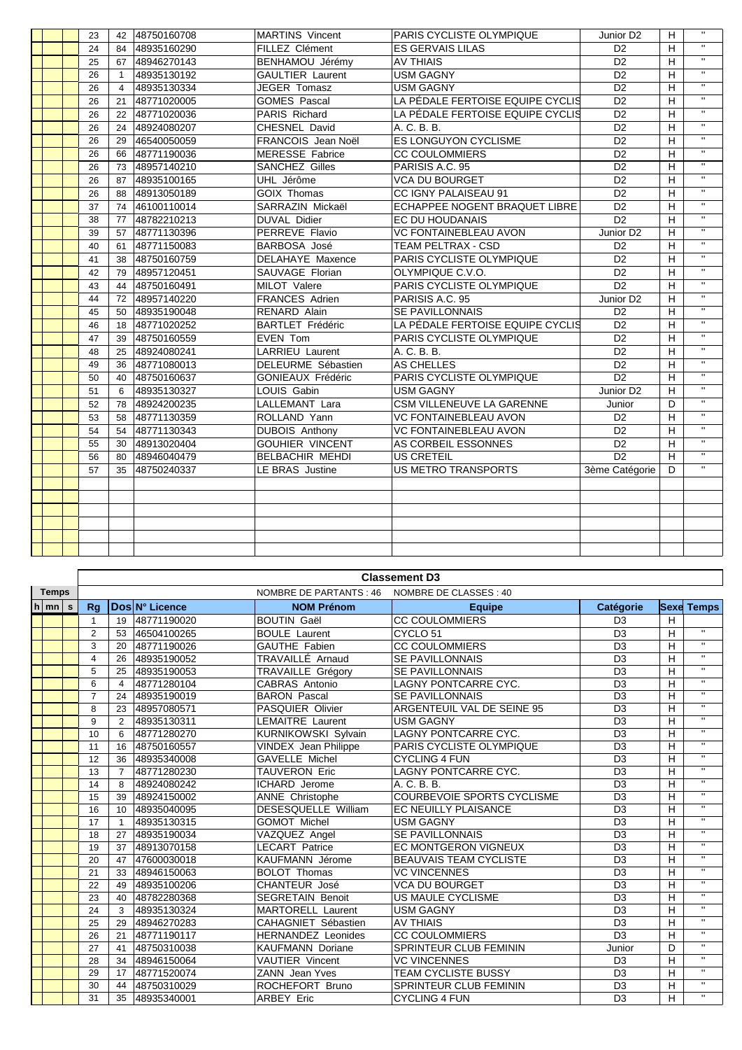| h | mn | s | Rg | Dos | N° Licence | NOM Prénom | Equipe | Catégorie | Sexe | Temps |
|---|---|---|---|---|---|---|---|---|---|---|
| | | | 23 | 42 | 48750160708 | MARTINS Vincent | PARIS CYCLISTE OLYMPIQUE | Junior D2 | H | " |
| | | | 24 | 84 | 48935160290 | FILLEZ Clément | ES GERVAIS LILAS | D2 | H | " |
| | | | 25 | 67 | 48946270143 | BENHAMOU Jérémy | AV THIAIS | D2 | H | " |
| | | | 26 | 1 | 48935130192 | GAULTIER Laurent | USM GAGNY | D2 | H | " |
| | | | 26 | 4 | 48935130334 | JEGER Tomasz | USM GAGNY | D2 | H | " |
| | | | 26 | 21 | 48771020005 | GOMES Pascal | LA PÉDALE FERTOISE EQUIPE CYCLIS | D2 | H | " |
| | | | 26 | 22 | 48771020036 | PARIS Richard | LA PÉDALE FERTOISE EQUIPE CYCLIS | D2 | H | " |
| | | | 26 | 24 | 48924080207 | CHESNEL David | A. C. B. B. | D2 | H | " |
| | | | 26 | 29 | 46540050059 | FRANCOIS Jean Noël | ES LONGUYON CYCLISME | D2 | H | " |
| | | | 26 | 66 | 48771190036 | MERESSE Fabrice | CC COULOMMIERS | D2 | H | " |
| | | | 26 | 73 | 48957140210 | SANCHEZ Gilles | PARISIS A.C. 95 | D2 | H | " |
| | | | 26 | 87 | 48935100165 | UHL Jérôme | VCA DU BOURGET | D2 | H | " |
| | | | 26 | 88 | 48913050189 | GOIX Thomas | CC IGNY PALAISEAU 91 | D2 | H | " |
| | | | 37 | 74 | 46100110014 | SARRAZIN Mickaël | ECHAPPEE NOGENT BRAQUET LIBRE | D2 | H | " |
| | | | 38 | 77 | 48782210213 | DUVAL Didier | EC DU HOUDANAIS | D2 | H | " |
| | | | 39 | 57 | 48771130396 | PERREVE Flavio | VC FONTAINEBLEAU AVON | Junior D2 | H | " |
| | | | 40 | 61 | 48771150083 | BARBOSA José | TEAM PELTRAX - CSD | D2 | H | " |
| | | | 41 | 38 | 48750160759 | DELAHAYE Maxence | PARIS CYCLISTE OLYMPIQUE | D2 | H | " |
| | | | 42 | 79 | 48957120451 | SAUVAGE Florian | OLYMPIQUE C.V.O. | D2 | H | " |
| | | | 43 | 44 | 48750160491 | MILOT Valere | PARIS CYCLISTE OLYMPIQUE | D2 | H | " |
| | | | 44 | 72 | 48957140220 | FRANCES Adrien | PARISIS A.C. 95 | Junior D2 | H | " |
| | | | 45 | 50 | 48935190048 | RENARD Alain | SE PAVILLONNAIS | D2 | H | " |
| | | | 46 | 18 | 48771020252 | BARTLET Frédéric | LA PÉDALE FERTOISE EQUIPE CYCLIS | D2 | H | " |
| | | | 47 | 39 | 48750160559 | EVEN Tom | PARIS CYCLISTE OLYMPIQUE | D2 | H | " |
| | | | 48 | 25 | 48924080241 | LARRIEU Laurent | A. C. B. B. | D2 | H | " |
| | | | 49 | 36 | 48771080013 | DELEURME Sébastien | AS CHELLES | D2 | H | " |
| | | | 50 | 40 | 48750160637 | GONIEAUX Frédéric | PARIS CYCLISTE OLYMPIQUE | D2 | H | " |
| | | | 51 | 6 | 48935130327 | LOUIS Gabin | USM GAGNY | Junior D2 | H | " |
| | | | 52 | 78 | 48924200235 | LALLEMANT Lara | CSM VILLENEUVE LA GARENNE | Junior | D | " |
| | | | 53 | 58 | 48771130359 | ROLLAND Yann | VC FONTAINEBLEAU AVON | D2 | H | " |
| | | | 54 | 54 | 48771130343 | DUBOIS Anthony | VC FONTAINEBLEAU AVON | D2 | H | " |
| | | | 55 | 30 | 48913020404 | GOUHIER VINCENT | AS CORBEIL ESSONNES | D2 | H | " |
| | | | 56 | 80 | 48946040479 | BELBACHIR MEHDI | US CRETEIL | D2 | H | " |
| | | | 57 | 35 | 48750240337 | LE BRAS Justine | US METRO TRANSPORTS | 3ème Catégorie | D | " |

## Classement D3

NOMBRE DE PARTANTS : 46 NOMBRE DE CLASSES : 40

| h | mn | s | Rg | Dos | N° Licence | NOM Prénom | Equipe | Catégorie | Sexe | Temps |
|---|---|---|---|---|---|---|---|---|---|---|
| | | | 1 | 19 | 48771190020 | BOUTIN Gaël | CC COULOMMIERS | D3 | H | |
| | | | 2 | 53 | 46504100265 | BOULE Laurent | CYCLO 51 | D3 | H | " |
| | | | 3 | 20 | 48771190026 | GAUTHE Fabien | CC COULOMMIERS | D3 | H | " |
| | | | 4 | 26 | 48935190052 | TRAVAILLÉ Arnaud | SE PAVILLONNAIS | D3 | H | " |
| | | | 5 | 25 | 48935190053 | TRAVAILLE Grégory | SE PAVILLONNAIS | D3 | H | " |
| | | | 6 | 4 | 48771280104 | CABRAS Antonio | LAGNY PONTCARRE CYC. | D3 | H | " |
| | | | 7 | 24 | 48935190019 | BARON Pascal | SE PAVILLONNAIS | D3 | H | " |
| | | | 8 | 23 | 48957080571 | PASQUIER Olivier | ARGENTEUIL VAL DE SEINE 95 | D3 | H | " |
| | | | 9 | 2 | 48935130311 | LEMAITRE Laurent | USM GAGNY | D3 | H | " |
| | | | 10 | 6 | 48771280270 | KURNIKOWSKI Sylvain | LAGNY PONTCARRE CYC. | D3 | H | " |
| | | | 11 | 16 | 48750160557 | VINDEX Jean Philippe | PARIS CYCLISTE OLYMPIQUE | D3 | H | " |
| | | | 12 | 36 | 48935340008 | GAVELLE Michel | CYCLING 4 FUN | D3 | H | " |
| | | | 13 | 7 | 48771280230 | TAUVERON Eric | LAGNY PONTCARRE CYC. | D3 | H | " |
| | | | 14 | 8 | 48924080242 | ICHARD Jerome | A. C. B. B. | D3 | H | " |
| | | | 15 | 39 | 48924150002 | ANNE Christophe | COURBEVOIE SPORTS CYCLISME | D3 | H | " |
| | | | 16 | 10 | 48935040095 | DESESQUELLE William | EC NEUILLY PLAISANCE | D3 | H | " |
| | | | 17 | 1 | 48935130315 | GOMOT Michel | USM GAGNY | D3 | H | " |
| | | | 18 | 27 | 48935190034 | VAZQUEZ Angel | SE PAVILLONNAIS | D3 | H | " |
| | | | 19 | 37 | 48913070158 | LECART Patrice | EC MONTGERON VIGNEUX | D3 | H | " |
| | | | 20 | 47 | 47600030018 | KAUFMANN Jérome | BEAUVAIS TEAM CYCLISTE | D3 | H | " |
| | | | 21 | 33 | 48946150063 | BOLOT Thomas | VC VINCENNES | D3 | H | " |
| | | | 22 | 49 | 48935100206 | CHANTEUR José | VCA DU BOURGET | D3 | H | " |
| | | | 23 | 40 | 48782280368 | SEGRETAIN Benoit | US MAULE CYCLISME | D3 | H | " |
| | | | 24 | 3 | 48935130324 | MARTORELL Laurent | USM GAGNY | D3 | H | " |
| | | | 25 | 29 | 48946270283 | CAHAGNIET Sébastien | AV THIAIS | D3 | H | " |
| | | | 26 | 21 | 48771190117 | HERNANDEZ Leonides | CC COULOMMIERS | D3 | H | " |
| | | | 27 | 41 | 48750310038 | KAUFMANN Doriane | SPRINTEUR CLUB FEMININ | Junior | D | " |
| | | | 28 | 34 | 48946150064 | VAUTIER Vincent | VC VINCENNES | D3 | H | " |
| | | | 29 | 17 | 48771520074 | ZANN Jean Yves | TEAM CYCLISTE BUSSY | D3 | H | " |
| | | | 30 | 44 | 48750310029 | ROCHEFORT Bruno | SPRINTEUR CLUB FEMININ | D3 | H | " |
| | | | 31 | 35 | 48935340001 | ARBEY Eric | CYCLING 4 FUN | D3 | H | " |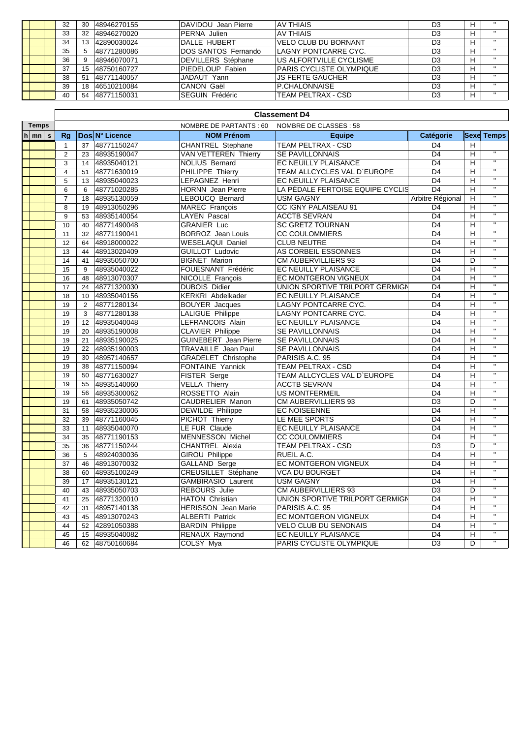| h | mn | s | Rg | Dos | N° Licence | NOM Prénom | Equipe | Catégorie | Sexe | Temps |
|---|---|---|---|---|---|---|---|---|---|---|
| | | | 32 | 30 | 48946270155 | DAVIDOU Jean Pierre | AV THIAIS | D3 | H | " |
| | | | 33 | 32 | 48946270020 | PERNA Julien | AV THIAIS | D3 | H | " |
| | | | 34 | 13 | 42890030024 | DALLE HUBERT | VELO CLUB DU BORNANT | D3 | H | " |
| | | | 35 | 5 | 48771280086 | DOS SANTOS Fernando | LAGNY PONTCARRE CYC. | D3 | H | " |
| | | | 36 | 9 | 48946070071 | DEVILLERS Stéphane | US ALFORTVILLE CYCLISME | D3 | H | " |
| | | | 37 | 15 | 48750160727 | PIEDELOUP Fabien | PARIS CYCLISTE OLYMPIQUE | D3 | H | " |
| | | | 38 | 51 | 48771140057 | JADAUT Yann | JS FERTE GAUCHER | D3 | H | " |
| | | | 39 | 18 | 46510210084 | CANON Gaël | P.CHALONNAISE | D3 | H | " |
| | | | 40 | 54 | 48771150031 | SEGUIN Frédéric | TEAM PELTRAX - CSD | D3 | H | " |

## Classement D4

NOMBRE DE PARTANTS : 60 — NOMBRE DE CLASSES : 58

| Temps | | | | | | | | | | |
|---|---|---|---|---|---|---|---|---|---|---|
| h | mn | s | Rg | Dos | N° Licence | NOM Prénom | Equipe | Catégorie | Sexe | Temps |
| | | | 1 | 37 | 48771150247 | CHANTREL Stephane | TEAM PELTRAX - CSD | D4 | H | |
| | | | 2 | 23 | 48935190047 | VAN VETTEREN Thierry | SE PAVILLONNAIS | D4 | H | " |
| | | | 3 | 14 | 48935040121 | NOLIUS Bernard | EC NEUILLY PLAISANCE | D4 | H | " |
| | | | 4 | 51 | 48771630019 | PHILIPPE Thierry | TEAM ALLCYCLES VAL D`EUROPE | D4 | H | " |
| | | | 5 | 13 | 48935040023 | LEPAGNEZ Henri | EC NEUILLY PLAISANCE | D4 | H | " |
| | | | 6 | 6 | 48771020285 | HORNN Jean Pierre | LA PÉDALE FERTOISE EQUIPE CYCLIS | D4 | H | " |
| | | | 7 | 18 | 48935130059 | LEBOUCQ Bernard | USM GAGNY | Arbitre Régional | H | " |
| | | | 8 | 19 | 48913050296 | MAREC François | CC IGNY PALAISEAU 91 | D4 | H | " |
| | | | 9 | 53 | 48935140054 | LAYEN Pascal | ACCTB SEVRAN | D4 | H | " |
| | | | 10 | 40 | 48771490048 | GRANIER Luc | SC GRETZ TOURNAN | D4 | H | " |
| | | | 11 | 32 | 48771190041 | BORROZ Jean Louis | CC COULOMMIERS | D4 | H | " |
| | | | 12 | 64 | 48918000022 | WESELAQUI Daniel | CLUB NEUTRE | D4 | H | " |
| | | | 13 | 44 | 48913020409 | GUILLOT Ludovic | AS CORBEIL ESSONNES | D4 | H | " |
| | | | 14 | 41 | 48935050700 | BIGNET Marion | CM AUBERVILLIERS 93 | D4 | D | " |
| | | | 15 | 9 | 48935040022 | FOUESNANT Frédéric | EC NEUILLY PLAISANCE | D4 | H | " |
| | | | 16 | 48 | 48913070307 | NICOLLE François | EC MONTGERON VIGNEUX | D4 | H | " |
| | | | 17 | 24 | 48771320030 | DUBOIS Didier | UNION SPORTIVE TRILPORT GERMIGN | D4 | H | " |
| | | | 18 | 10 | 48935040156 | KERKRI Abdelkader | EC NEUILLY PLAISANCE | D4 | H | " |
| | | | 19 | 2 | 48771280134 | BOUYER Jacques | LAGNY PONTCARRE CYC. | D4 | H | " |
| | | | 19 | 3 | 48771280138 | LALIGUE Philippe | LAGNY PONTCARRE CYC. | D4 | H | " |
| | | | 19 | 12 | 48935040048 | LEFRANCOIS Alain | EC NEUILLY PLAISANCE | D4 | H | " |
| | | | 19 | 20 | 48935190008 | CLAVIER Philippe | SE PAVILLONNAIS | D4 | H | " |
| | | | 19 | 21 | 48935190025 | GUINEBERT Jean Pierre | SE PAVILLONNAIS | D4 | H | " |
| | | | 19 | 22 | 48935190003 | TRAVAILLE Jean Paul | SE PAVILLONNAIS | D4 | H | " |
| | | | 19 | 30 | 48957140657 | GRADELET Christophe | PARISIS A.C. 95 | D4 | H | " |
| | | | 19 | 38 | 48771150094 | FONTAINE Yannick | TEAM PELTRAX - CSD | D4 | H | " |
| | | | 19 | 50 | 48771630027 | FISTER Serge | TEAM ALLCYCLES VAL D`EUROPE | D4 | H | " |
| | | | 19 | 55 | 48935140060 | VELLA Thierry | ACCTB SEVRAN | D4 | H | " |
| | | | 19 | 56 | 48935300062 | ROSSETTO Alain | US MONTFERMEIL | D4 | H | " |
| | | | 19 | 61 | 48935050742 | CAUDRELIER Manon | CM AUBERVILLIERS 93 | D3 | D | " |
| | | | 31 | 58 | 48935230006 | DEWILDE Philippe | EC NOISEENNE | D4 | H | " |
| | | | 32 | 39 | 48771160045 | PICHOT Thierry | LE MEE SPORTS | D4 | H | " |
| | | | 33 | 11 | 48935040070 | LE FUR Claude | EC NEUILLY PLAISANCE | D4 | H | " |
| | | | 34 | 35 | 48771190153 | MENNESSON Michel | CC COULOMMIERS | D4 | H | " |
| | | | 35 | 36 | 48771150244 | CHANTREL Alexia | TEAM PELTRAX - CSD | D3 | D | " |
| | | | 36 | 5 | 48924030036 | GIROU Philippe | RUEIL A.C. | D4 | H | " |
| | | | 37 | 46 | 48913070032 | GALLAND Serge | EC MONTGERON VIGNEUX | D4 | H | " |
| | | | 38 | 60 | 48935100249 | CREUSILLET Stéphane | VCA DU BOURGET | D4 | H | " |
| | | | 39 | 17 | 48935130121 | GAMBIRASIO Laurent | USM GAGNY | D4 | H | " |
| | | | 40 | 43 | 48935050703 | REBOURS Julie | CM AUBERVILLIERS 93 | D3 | D | " |
| | | | 41 | 25 | 48771320010 | HATON Christian | UNION SPORTIVE TRILPORT GERMIGN | D4 | H | " |
| | | | 42 | 31 | 48957140138 | HERISSON Jean Marie | PARISIS A.C. 95 | D4 | H | " |
| | | | 43 | 45 | 48913070243 | ALBERTI Patrick | EC MONTGERON VIGNEUX | D4 | H | " |
| | | | 44 | 52 | 42891050388 | BARDIN Philippe | VELO CLUB DU SENONAIS | D4 | H | " |
| | | | 45 | 15 | 48935040082 | RENAUX Raymond | EC NEUILLY PLAISANCE | D4 | H | " |
| | | | 46 | 62 | 48750160684 | COLSY Mya | PARIS CYCLISTE OLYMPIQUE | D3 | D | " |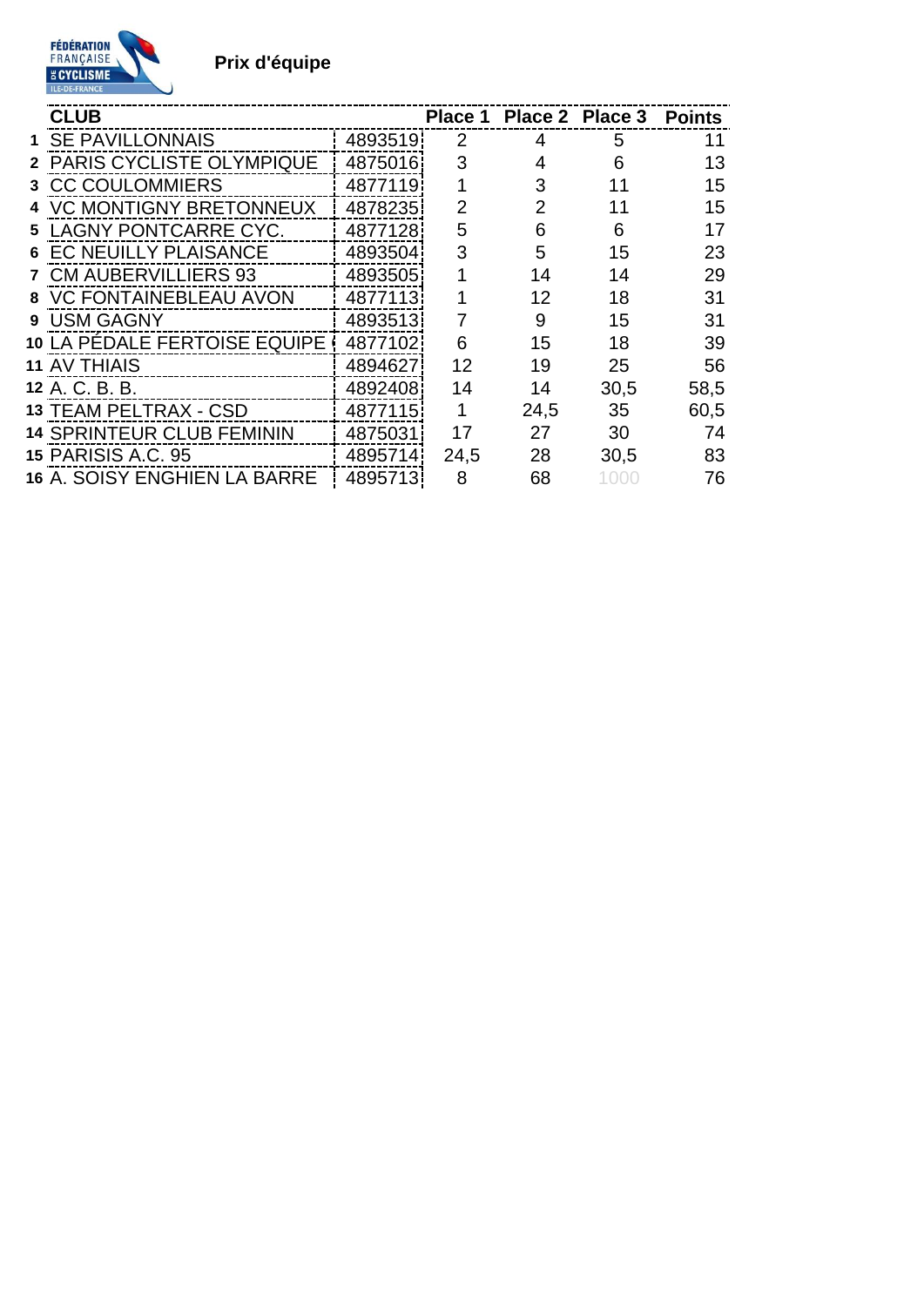FÉDÉRATION FRANÇAISE DE CYCLISME ILE-DE-FRANCE

## Prix d'équipe

| | CLUB | | Place 1 | Place 2 | Place 3 | Points |
|---|---|---|---|---|---|---|
| 1 | SE PAVILLONNAIS | 4893519 | 2 | 4 | 5 | 11 |
| 2 | PARIS CYCLISTE OLYMPIQUE | 4875016 | 3 | 4 | 6 | 13 |
| 3 | CC COULOMMIERS | 4877119 | 1 | 3 | 11 | 15 |
| 4 | VC MONTIGNY BRETONNEUX | 4878235 | 2 | 2 | 11 | 15 |
| 5 | LAGNY PONTCARRE CYC. | 4877128 | 5 | 6 | 6 | 17 |
| 6 | EC NEUILLY PLAISANCE | 4893504 | 3 | 5 | 15 | 23 |
| 7 | CM AUBERVILLIERS 93 | 4893505 | 1 | 14 | 14 | 29 |
| 8 | VC FONTAINEBLEAU AVON | 4877113 | 1 | 12 | 18 | 31 |
| 9 | USM GAGNY | 4893513 | 7 | 9 | 15 | 31 |
| 10 | LA PÉDALE FERTOISE EQUIPE | 4877102 | 6 | 15 | 18 | 39 |
| 11 | AV THIAIS | 4894627 | 12 | 19 | 25 | 56 |
| 12 | A. C. B. B. | 4892408 | 14 | 14 | 30,5 | 58,5 |
| 13 | TEAM PELTRAX - CSD | 4877115 | 1 | 24,5 | 35 | 60,5 |
| 14 | SPRINTEUR CLUB FEMININ | 4875031 | 17 | 27 | 30 | 74 |
| 15 | PARISIS A.C. 95 | 4895714 | 24,5 | 28 | 30,5 | 83 |
| 16 | A. SOISY ENGHIEN LA BARRE | 4895713 | 8 | 68 | 1000 | 76 |